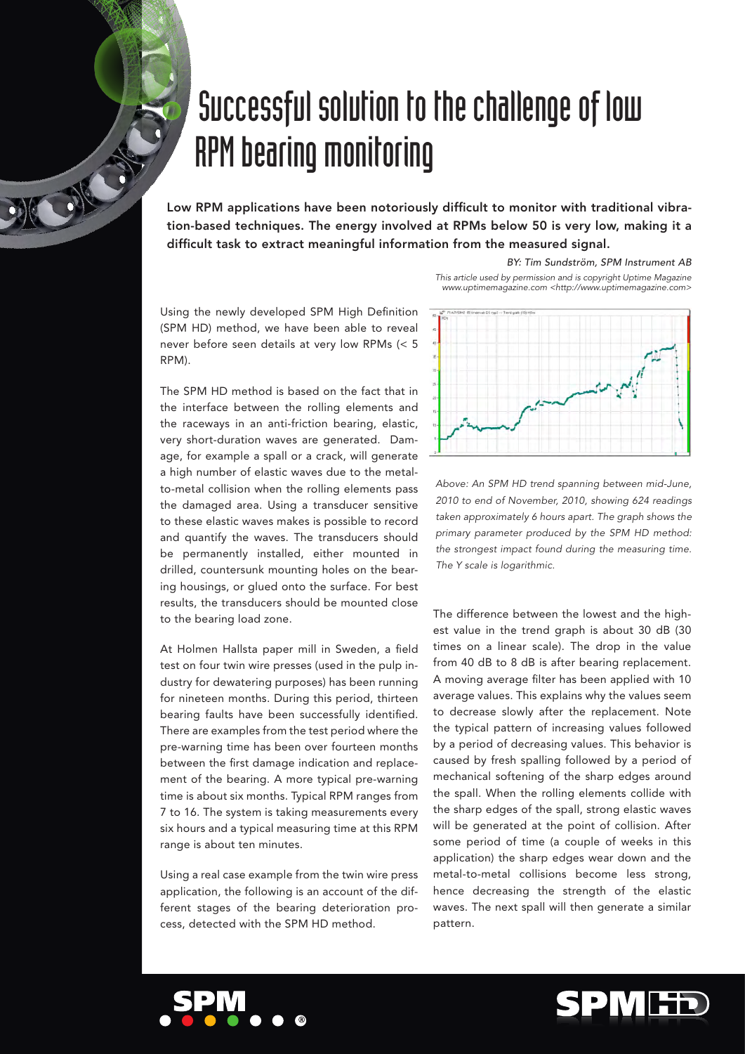# Successful solution to the challenge of low RPM bearing monitoring

**Low RPM applications have been notoriously difficult to monitor with traditional vibration-based techniques. The energy involved at RPMs below 50 is very low, making it a difficult task to extract meaningful information from the measured signal.**

*BY: Tim Sundström, SPM Instrument AB*

*This article used by permission and is copyright Uptime Magazine www.uptimemagazine.com <http://www.uptimemagazine.com>*

Using the newly developed SPM High Definition (SPM HD) method, we have been able to reveal never before seen details at very low RPMs (< 5 RPM).

The SPM HD method is based on the fact that in the interface between the rolling elements and the raceways in an anti-friction bearing, elastic, very short-duration waves are generated. Damage, for example a spall or a crack, will generate a high number of elastic waves due to the metal-to-metal collision when the rolling elements pass the damaged area. Using a transducer sensitive to these elastic waves makes is possible to record and quantify the waves. The transducers should be permanently installed, either mounted in drilled, countersunk mounting holes on the bearing housings, or glued onto the surface. For best results, the transducers should be mounted close to the bearing load zone.

At Holmen Hallsta paper mill in Sweden, a field test on four twin wire presses (used in the pulp industry for dewatering purposes) has been running for nineteen months. During this period, thirteen bearing faults have been successfully identified. There are examples from the test period where the pre-warning time has been over fourteen months between the first damage indication and replacement of the bearing. A more typical pre-warning time is about six months. Typical RPM ranges from 7 to 16. The system is taking measurements every six hours and a typical measuring time at this RPM range is about ten minutes.

Using a real case example from the twin wire press application, the following is an account of the different stages of the bearing deterioration process, detected with the SPM HD method.

*Above: An SPM HD trend spanning between mid-June, 2010 to end of November, 2010, showing 624 readings taken approximately 6 hours apart. The graph shows the primary parameter produced by the SPM method: the strongest impact found during the measuring time. The Y scale is logarithmic.*

The difference between the lowest and the highest value in the trend graph is about 30 dB (30 times on a linear scale). The drop in the value from 40 dB to 8 dB is after bearing replacement. A moving average filter has been applied with 10 average values. This explains why the values seem to decrease slowly after the replacement. Note the typical pattern of increasing values followed by a period of decreasing values. This behavior is caused by fresh spalling followed by a period of mechanical softening of the sharp edges around the spall. When the rolling elements collide with the sharp edges of the spall, strong elastic waves will be generated at the point of collision. After some period of time (a couple of weeks in this application) the sharp edges wear down and the metal-to-metal collisions become less strong, hence decreasing the strength of the elastic waves. The next spall will then generate a similar pattern.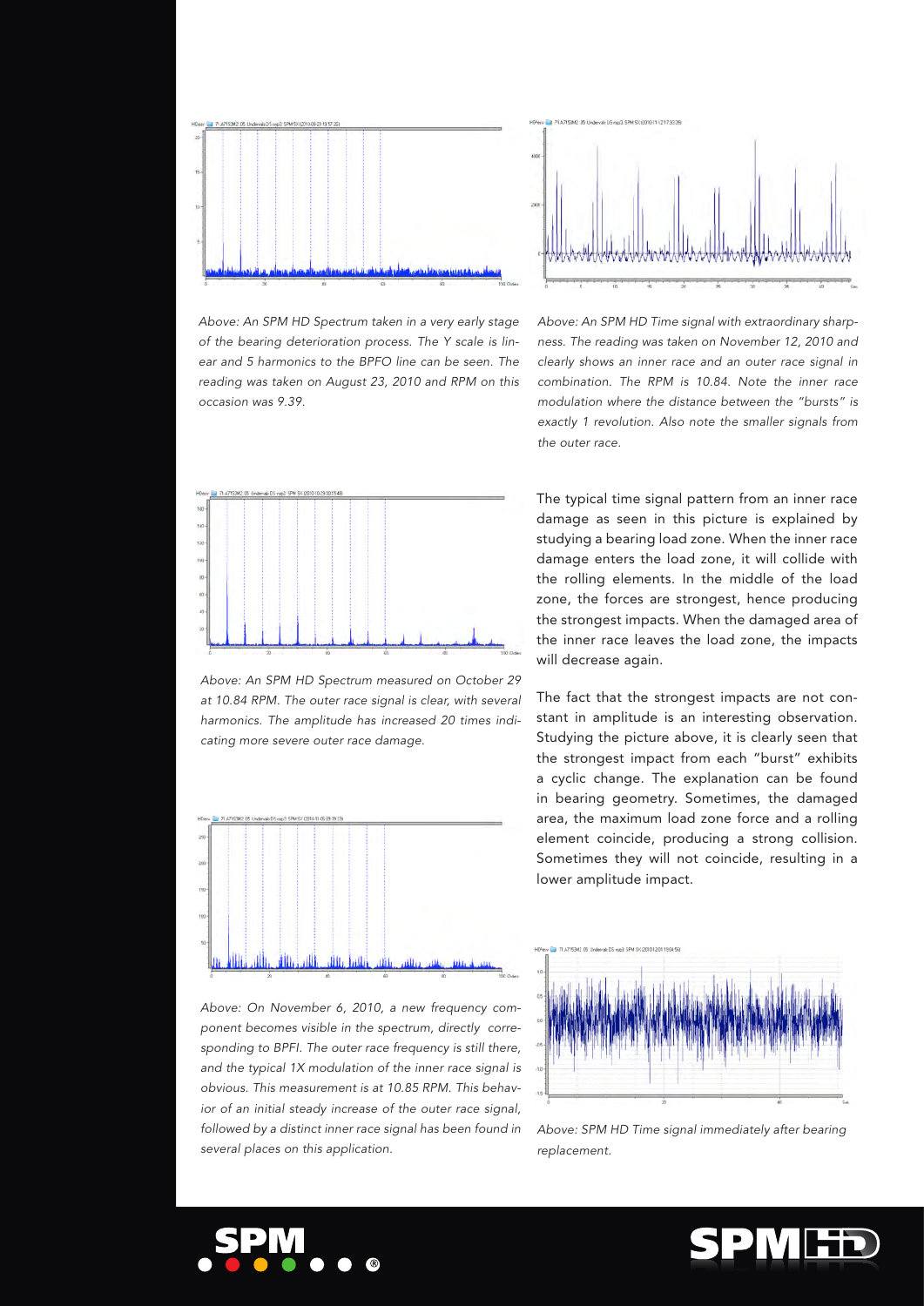*Above: An SPM HD Spectrum taken in a very early stage of the bearing deterioration process. The Y scale is linear and 5 harmonics to the BPFO line can be seen. The reading was taken on August 23, 2010 and RPM on this occasion was 9.39.*

*Above: An SPM HD Time signal with extraordinary sharpness. The reading was taken on November 12, 2010 and clearly shows an inner race and an outer race signal in combination. The RPM is 10.84. Note the inner race modulation where the distance between the "bursts" is exactly 1 revolution. Also note the smaller signals from the outer race.*

*Above: An SPM HD Spectrum measured on October 29 at 10.84 RPM. The outer race signal is clear, with several harmonics. The amplitude has increased 20 times indicating more severe outer race damage.*

*Above: On November 6, 2010, a new frequency component becomes visible in the spectrum, directly corresponding to BPFI. The outer race frequency is still there, and the typical 1X modulation of the inner race signal is obvious. This measurement is at 10.85 RPM. This behavior of an initial steady increase of the outer race signal, followed by a distinct inner race signal has been found in several places on this application.*

The typical time signal pattern from an inner race damage as seen in this picture is explained by studying a bearing load zone. When the inner race damage enters the load zone, it will collide with the rolling elements. In the middle of the load zone, the forces are strongest, hence producing the strongest impacts. When the damaged area of the inner race leaves the load zone, the impacts will decrease again.

The fact that the strongest impacts are not constant in amplitude is an interesting observation. Studying the picture above, it is clearly seen that the strongest impact from each "burst" exhibits a cyclic change. The explanation can be found in bearing geometry. Sometimes, the damaged area, the maximum load zone force and a rolling element coincide, producing a strong collision. Sometimes they will not coincide, resulting in a lower amplitude impact.

*Above: SPM HD Time signal immediately after bearing replacement.*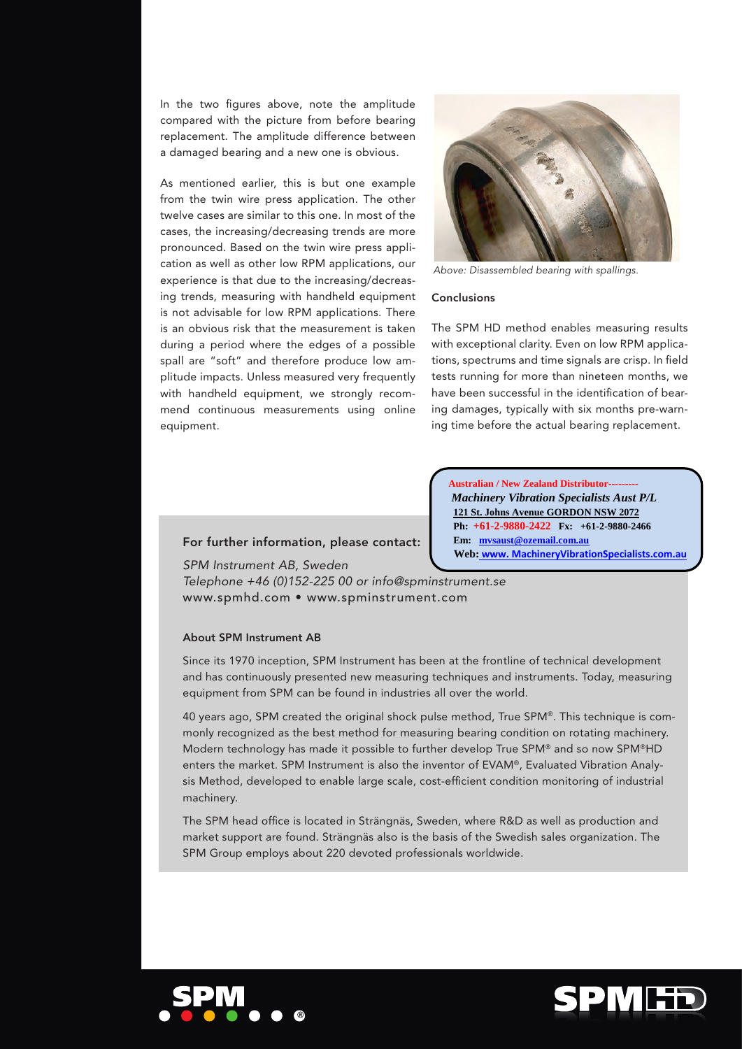In the two figures above, note the amplitude compared with the picture from before bearing replacement. The amplitude difference between a damaged bearing and a new one is obvious.

As mentioned earlier, this is but one example from the twin wire press application. The other twelve cases are similar to this one. In most of the cases, the increasing/decreasing trends are more pronounced. Based on the twin wire press application as well as other low RPM applications, our experience is that due to the increasing/decreasing trends, measuring with handheld equipment is not advisable for low RPM applications. There is an obvious risk that the measurement is taken during a period where the edges of a possible spall are "soft" and therefore produce low amplitude impacts. Unless measured very frequently with handheld equipment, we strongly recommend continuous measurements using online equipment.

*Above: Disassembled bearing with spallings.*

### Conclusions

The SPM HD method enables measuring results with exceptional clarity. Even on low RPM applications, spectrums and time signals are crisp. In field tests running for more than nineteen months, we have been successful in the identification of bearing damages, typically with six months pre-warning time before the actual bearing replacement.

**Australian / New Zealand Distributor---------**
***Machinery Vibration Specialists Aust P/L***
**121 St. Johns Avenue GORDON NSW 2072**
**Ph: +61-2-9880-2422 Fx: +61-2-9880-2466**
**Em: mvsaust@ozemail.com.au**
**Web: www. MachineryVibrationSpecialists.com.au**

### For further information, please contact:

*SPM Instrument AB, Sweden*
*Telephone +46 (0)152-225 00 or info@spminstrument.se*
www.spmhd.com • www.spminstrument.com

### About SPM Instrument AB

Since its 1970 inception, SPM Instrument has been at the frontline of technical development and has continuously presented new measuring techniques and instruments. Today, measuring equipment from SPM can be found in industries all over the world.

40 years ago, SPM created the original shock pulse method, True SPM®. This technique is commonly recognized as the best method for measuring bearing condition on rotating machinery. Modern technology has made it possible to further develop True SPM® and so now SPM®HD enters the market. SPM Instrument is also the inventor of EVAM®, Evaluated Vibration Analysis Method, developed to enable large scale, cost-efficient condition monitoring of industrial machinery.

The SPM head office is located in Strängnäs, Sweden, where R&D as well as production and market support are found. Strängnäs also is the basis of the Swedish sales organization. The SPM Group employs about 220 devoted professionals worldwide.